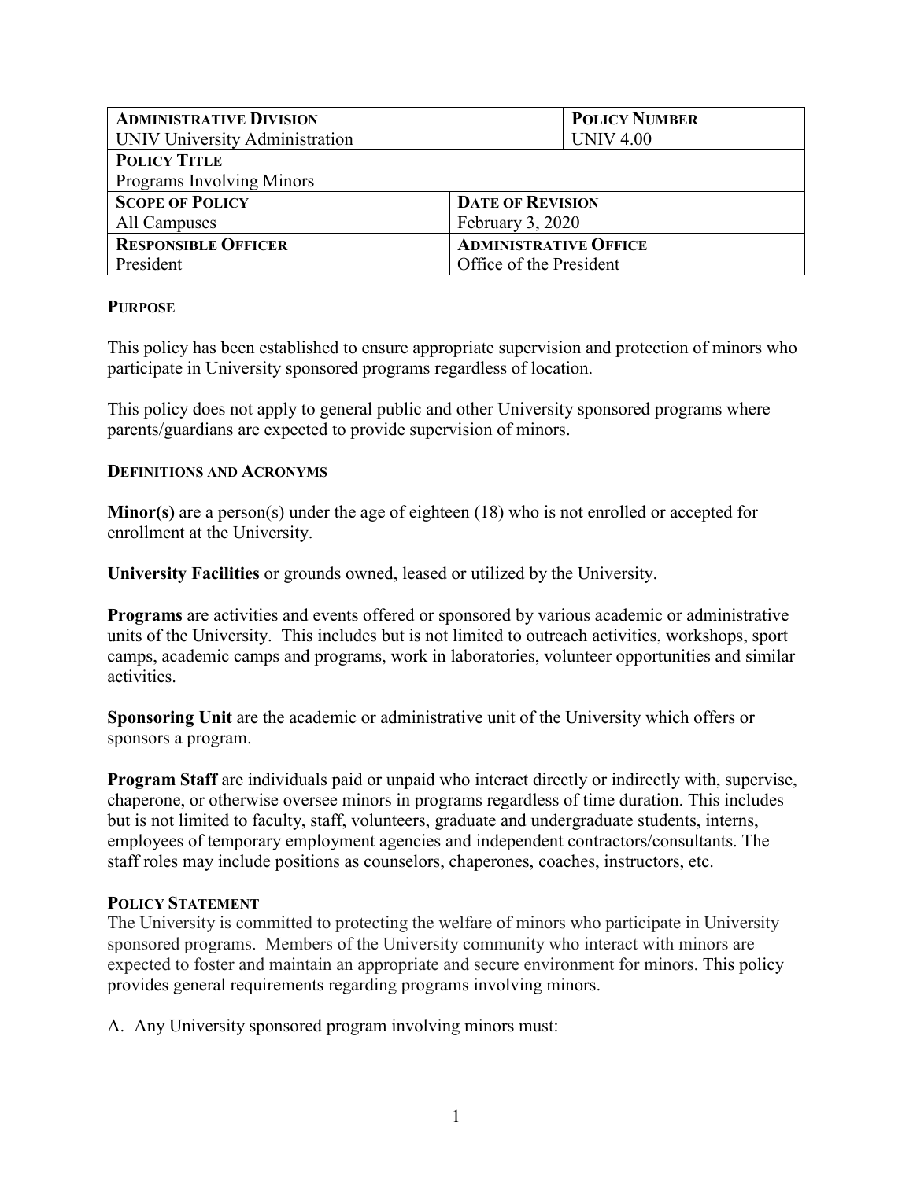| **Administrative Division** | | **Policy Number** |
| --- | --- | --- |
| UNIV University Administration | | UNIV 4.00 |
| **Policy Title** | | |
| Programs Involving Minors | | |
| **Scope of Policy** | **Date of Revision** | |
| All Campuses | February 3, 2020 | |
| **Responsible Officer** | **Administrative Office** | |
| President | Office of the President | |

## Purpose

This policy has been established to ensure appropriate supervision and protection of minors who participate in University sponsored programs regardless of location.

This policy does not apply to general public and other University sponsored programs where parents/guardians are expected to provide supervision of minors.

## Definitions and Acronyms

**Minor(s)** are a person(s) under the age of eighteen (18) who is not enrolled or accepted for enrollment at the University.

**University Facilities** or grounds owned, leased or utilized by the University.

**Programs** are activities and events offered or sponsored by various academic or administrative units of the University. This includes but is not limited to outreach activities, workshops, sport camps, academic camps and programs, work in laboratories, volunteer opportunities and similar activities.

**Sponsoring Unit** are the academic or administrative unit of the University which offers or sponsors a program.

**Program Staff** are individuals paid or unpaid who interact directly or indirectly with, supervise, chaperone, or otherwise oversee minors in programs regardless of time duration. This includes but is not limited to faculty, staff, volunteers, graduate and undergraduate students, interns, employees of temporary employment agencies and independent contractors/consultants. The staff roles may include positions as counselors, chaperones, coaches, instructors, etc.

## Policy Statement

The University is committed to protecting the welfare of minors who participate in University sponsored programs. Members of the University community who interact with minors are expected to foster and maintain an appropriate and secure environment for minors. This policy provides general requirements regarding programs involving minors.

A. Any University sponsored program involving minors must: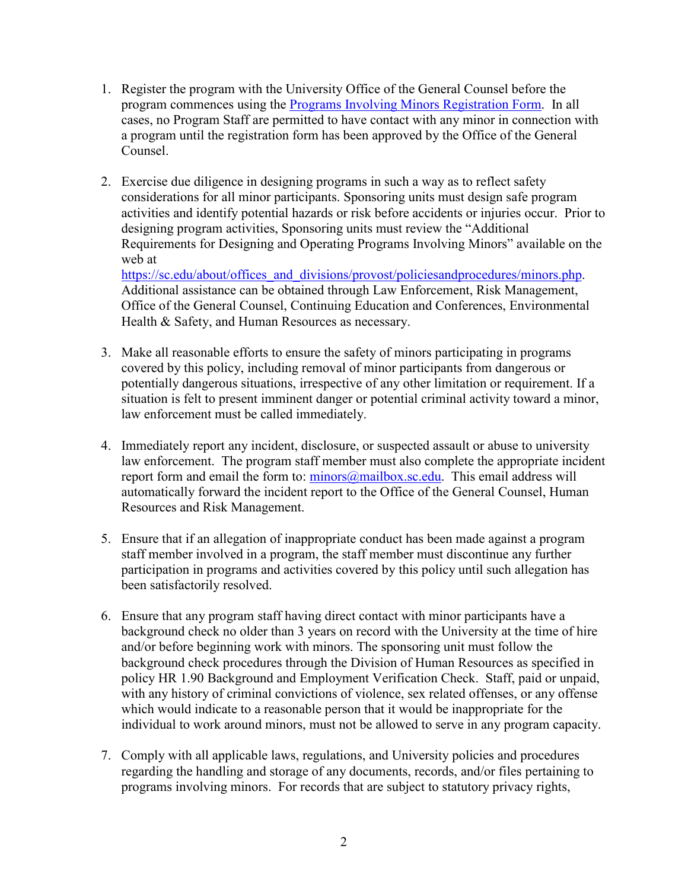1. Register the program with the University Office of the General Counsel before the program commences using the [Programs Involving Minors Registration Form](). In all cases, no Program Staff are permitted to have contact with any minor in connection with a program until the registration form has been approved by the Office of the General Counsel.

2. Exercise due diligence in designing programs in such a way as to reflect safety considerations for all minor participants. Sponsoring units must design safe program activities and identify potential hazards or risk before accidents or injuries occur. Prior to designing program activities, Sponsoring units must review the "Additional Requirements for Designing and Operating Programs Involving Minors" available on the web at https://sc.edu/about/offices_and_divisions/provost/policiesandprocedures/minors.php. Additional assistance can be obtained through Law Enforcement, Risk Management, Office of the General Counsel, Continuing Education and Conferences, Environmental Health & Safety, and Human Resources as necessary.

3. Make all reasonable efforts to ensure the safety of minors participating in programs covered by this policy, including removal of minor participants from dangerous or potentially dangerous situations, irrespective of any other limitation or requirement. If a situation is felt to present imminent danger or potential criminal activity toward a minor, law enforcement must be called immediately.

4. Immediately report any incident, disclosure, or suspected assault or abuse to university law enforcement. The program staff member must also complete the appropriate incident report form and email the form to: minors@mailbox.sc.edu. This email address will automatically forward the incident report to the Office of the General Counsel, Human Resources and Risk Management.

5. Ensure that if an allegation of inappropriate conduct has been made against a program staff member involved in a program, the staff member must discontinue any further participation in programs and activities covered by this policy until such allegation has been satisfactorily resolved.

6. Ensure that any program staff having direct contact with minor participants have a background check no older than 3 years on record with the University at the time of hire and/or before beginning work with minors. The sponsoring unit must follow the background check procedures through the Division of Human Resources as specified in policy HR 1.90 Background and Employment Verification Check. Staff, paid or unpaid, with any history of criminal convictions of violence, sex related offenses, or any offense which would indicate to a reasonable person that it would be inappropriate for the individual to work around minors, must not be allowed to serve in any program capacity.

7. Comply with all applicable laws, regulations, and University policies and procedures regarding the handling and storage of any documents, records, and/or files pertaining to programs involving minors. For records that are subject to statutory privacy rights,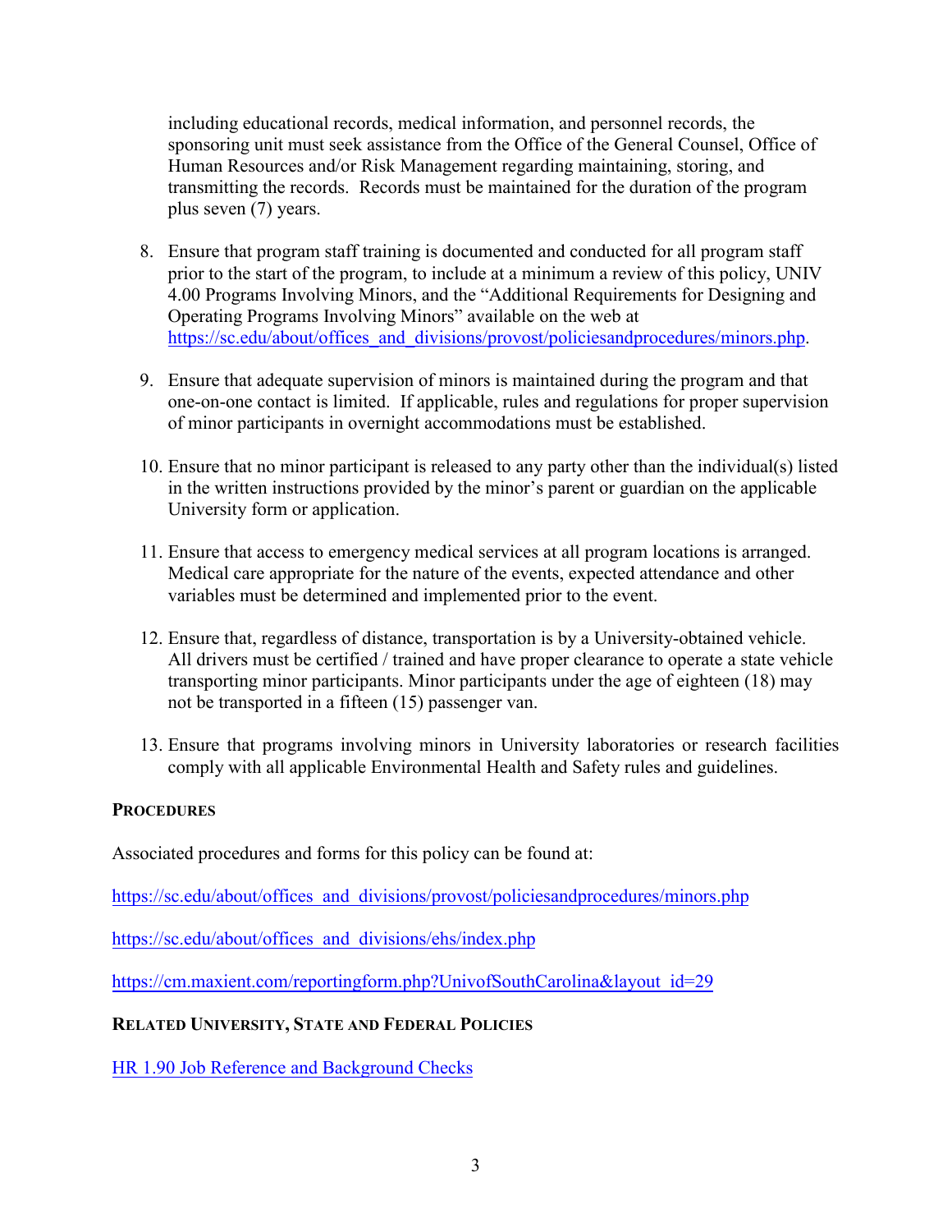including educational records, medical information, and personnel records, the sponsoring unit must seek assistance from the Office of the General Counsel, Office of Human Resources and/or Risk Management regarding maintaining, storing, and transmitting the records. Records must be maintained for the duration of the program plus seven (7) years.

8. Ensure that program staff training is documented and conducted for all program staff prior to the start of the program, to include at a minimum a review of this policy, UNIV 4.00 Programs Involving Minors, and the "Additional Requirements for Designing and Operating Programs Involving Minors" available on the web at [https://sc.edu/about/offices_and_divisions/provost/policiesandprocedures/minors.php](https://sc.edu/about/offices_and_divisions/provost/policiesandprocedures/minors.php).

9. Ensure that adequate supervision of minors is maintained during the program and that one-on-one contact is limited. If applicable, rules and regulations for proper supervision of minor participants in overnight accommodations must be established.

10. Ensure that no minor participant is released to any party other than the individual(s) listed in the written instructions provided by the minor's parent or guardian on the applicable University form or application.

11. Ensure that access to emergency medical services at all program locations is arranged. Medical care appropriate for the nature of the events, expected attendance and other variables must be determined and implemented prior to the event.

12. Ensure that, regardless of distance, transportation is by a University-obtained vehicle. All drivers must be certified / trained and have proper clearance to operate a state vehicle transporting minor participants. Minor participants under the age of eighteen (18) may not be transported in a fifteen (15) passenger van.

13. Ensure that programs involving minors in University laboratories or research facilities comply with all applicable Environmental Health and Safety rules and guidelines.

**PROCEDURES**

Associated procedures and forms for this policy can be found at:

[https://sc.edu/about/offices_and_divisions/provost/policiesandprocedures/minors.php](https://sc.edu/about/offices_and_divisions/provost/policiesandprocedures/minors.php)

[https://sc.edu/about/offices_and_divisions/ehs/index.php](https://sc.edu/about/offices_and_divisions/ehs/index.php)

[https://cm.maxient.com/reportingform.php?UnivofSouthCarolina&layout_id=29](https://cm.maxient.com/reportingform.php?UnivofSouthCarolina&layout_id=29)

**RELATED UNIVERSITY, STATE AND FEDERAL POLICIES**

[HR 1.90 Job Reference and Background Checks]()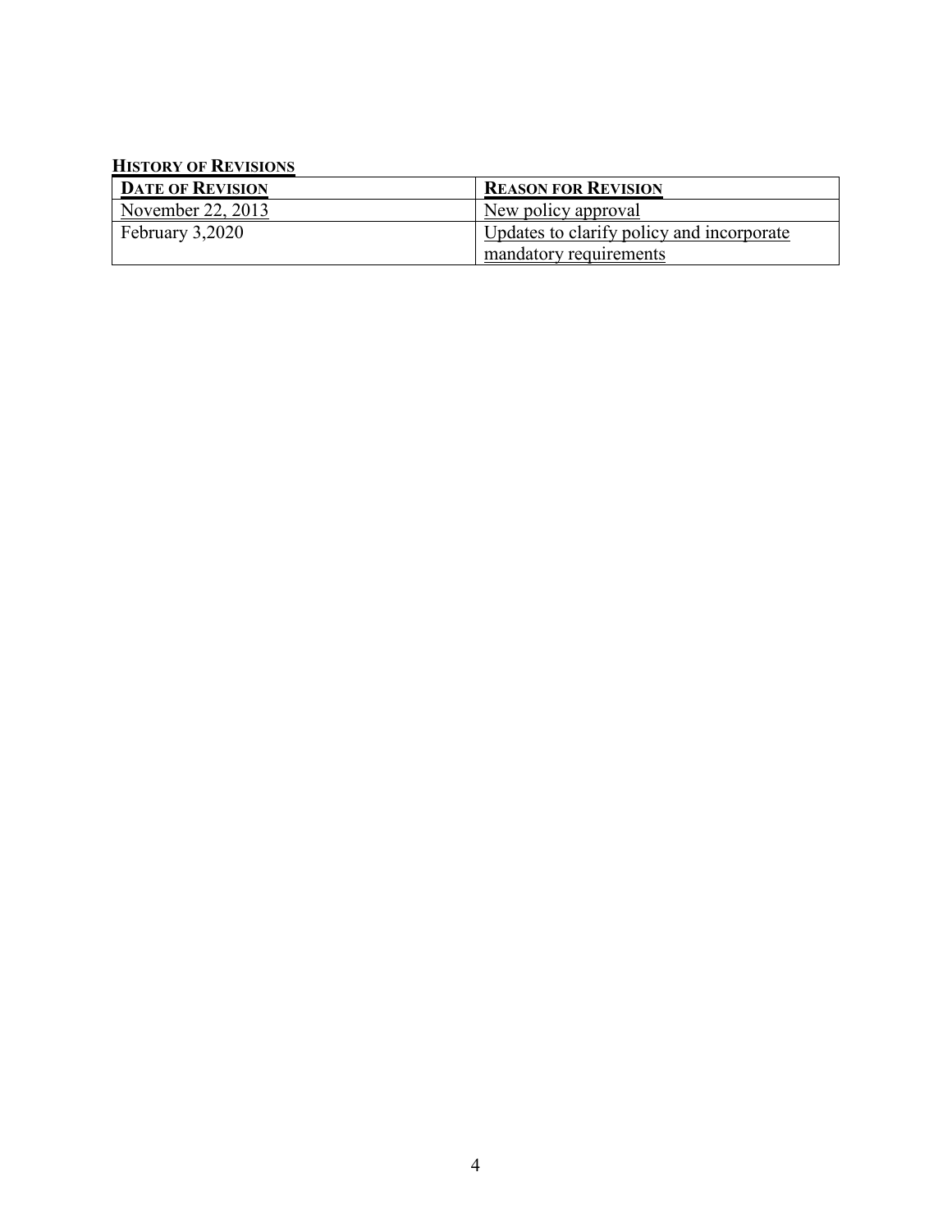**HISTORY OF REVISIONS**

| DATE OF REVISION | REASON FOR REVISION |
| --- | --- |
| November 22, 2013 | New policy approval |
| February 3,2020 | Updates to clarify policy and incorporate mandatory requirements |